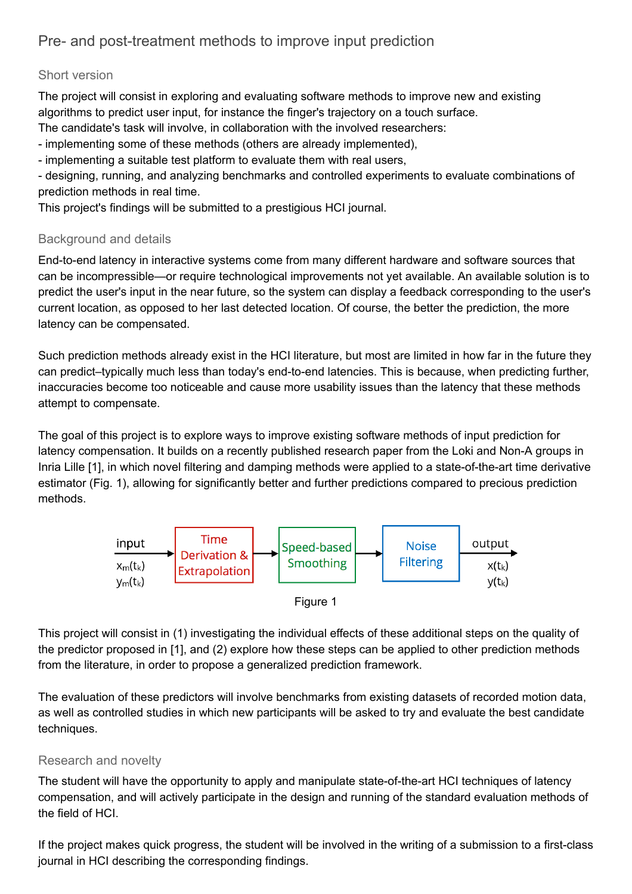# Pre- and post-treatment methods to improve input prediction

## Short version

The project will consist in exploring and evaluating software methods to improve new and existing algorithms to predict user input, for instance the finger's trajectory on a touch surface.
The candidate's task will involve, in collaboration with the involved researchers:
- implementing some of these methods (others are already implemented),
- implementing a suitable test platform to evaluate them with real users,
- designing, running, and analyzing benchmarks and controlled experiments to evaluate combinations of prediction methods in real time.

This project's findings will be submitted to a prestigious HCI journal.

## Background and details

End-to-end latency in interactive systems come from many different hardware and software sources that can be incompressible—or require technological improvements not yet available. An available solution is to predict the user's input in the near future, so the system can display a feedback corresponding to the user's current location, as opposed to her last detected location. Of course, the better the prediction, the more latency can be compensated.

Such prediction methods already exist in the HCI literature, but most are limited in how far in the future they can predict–typically much less than today's end-to-end latencies. This is because, when predicting further, inaccuracies become too noticeable and cause more usability issues than the latency that these methods attempt to compensate.

The goal of this project is to explore ways to improve existing software methods of input prediction for latency compensation. It builds on a recently published research paper from the Loki and Non-A groups in Inria Lille [1], in which novel filtering and damping methods were applied to a state-of-the-art time derivative estimator (Fig. 1), allowing for significantly better and further predictions compared to precious prediction methods.

input $x_m(t_k)$ $y_m(t_k)$ → Time Derivation & Extrapolation → Speed-based Smoothing → Noise Filtering → output $x(t_k)$ $y(t_k)$

Figure 1

This project will consist in (1) investigating the individual effects of these additional steps on the quality of the predictor proposed in [1], and (2) explore how these steps can be applied to other prediction methods from the literature, in order to propose a generalized prediction framework.

The evaluation of these predictors will involve benchmarks from existing datasets of recorded motion data, as well as controlled studies in which new participants will be asked to try and evaluate the best candidate techniques.

## Research and novelty

The student will have the opportunity to apply and manipulate state-of-the-art HCI techniques of latency compensation, and will actively participate in the design and running of the standard evaluation methods of the field of HCI.

If the project makes quick progress, the student will be involved in the writing of a submission to a first-class journal in HCI describing the corresponding findings.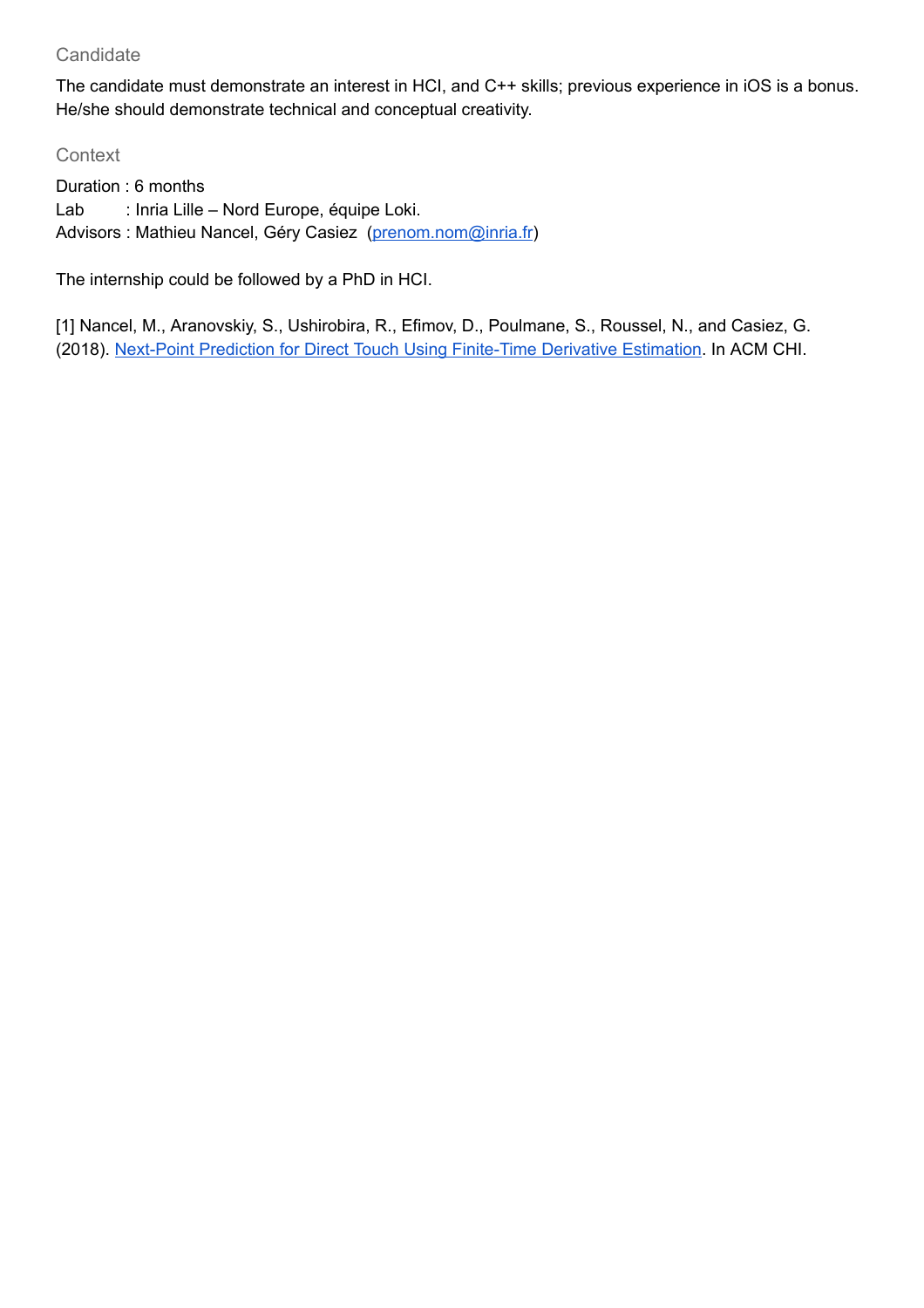### Candidate

The candidate must demonstrate an interest in HCI, and C++ skills; previous experience in iOS is a bonus. He/she should demonstrate technical and conceptual creativity.

### Context

Duration : 6 months
Lab : Inria Lille – Nord Europe, équipe Loki.
Advisors : Mathieu Nancel, Géry Casiez (prenom.nom@inria.fr)

The internship could be followed by a PhD in HCI.

[1] Nancel, M., Aranovskiy, S., Ushirobira, R., Efimov, D., Poulmane, S., Roussel, N., and Casiez, G. (2018). Next-Point Prediction for Direct Touch Using Finite-Time Derivative Estimation. In ACM CHI.